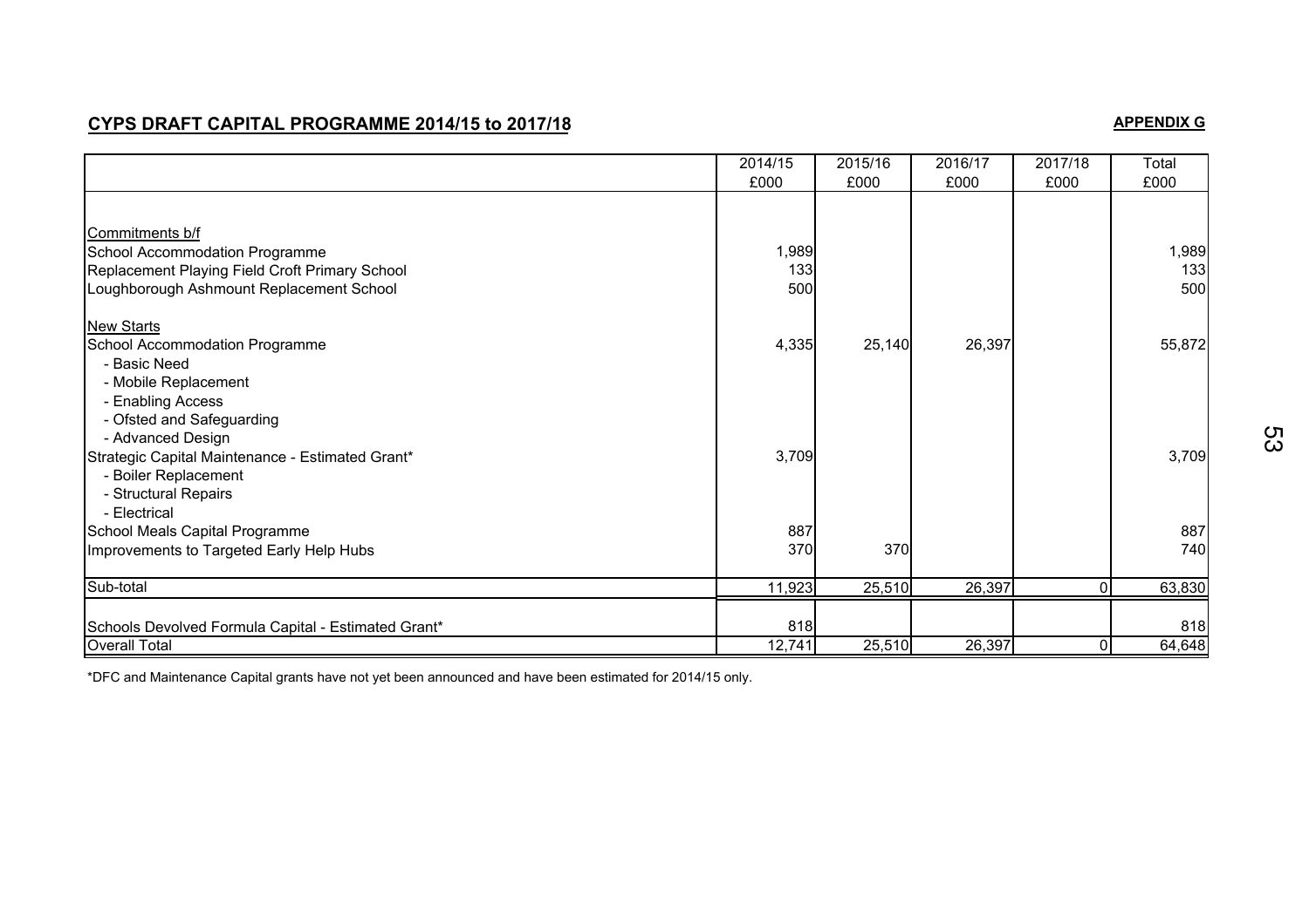## CYPS DRAFT CAPITAL PROGRAMME 2014/15 to 2017/18

**APPENDIX G**

| | 2014/15 £000 | 2015/16 £000 | 2016/17 £000 | 2017/18 £000 | Total £000 |
|---|---|---|---|---|---|
| Commitments b/f | | | | | |
| School Accommodation Programme | 1,989 | | | | 1,989 |
| Replacement Playing Field Croft Primary School | 133 | | | | 133 |
| Loughborough Ashmount Replacement School | 500 | | | | 500 |
| New Starts | | | | | |
| School Accommodation Programme | 4,335 | 25,140 | 26,397 | | 55,872 |
| - Basic Need | | | | | |
| - Mobile Replacement | | | | | |
| - Enabling Access | | | | | |
| - Ofsted and Safeguarding | | | | | |
| - Advanced Design | | | | | |
| Strategic Capital Maintenance - Estimated Grant* | 3,709 | | | | 3,709 |
| - Boiler Replacement | | | | | |
| - Structural Repairs | | | | | |
| - Electrical | | | | | |
| School Meals Capital Programme | 887 | | | | 887 |
| Improvements to Targeted Early Help Hubs | 370 | 370 | | | 740 |
| Sub-total | 11,923 | 25,510 | 26,397 | 0 | 63,830 |
| Schools Devolved Formula Capital - Estimated Grant* | 818 | | | | 818 |
| Overall Total | 12,741 | 25,510 | 26,397 | 0 | 64,648 |

*DFC and Maintenance Capital grants have not yet been announced and have been estimated for 2014/15 only.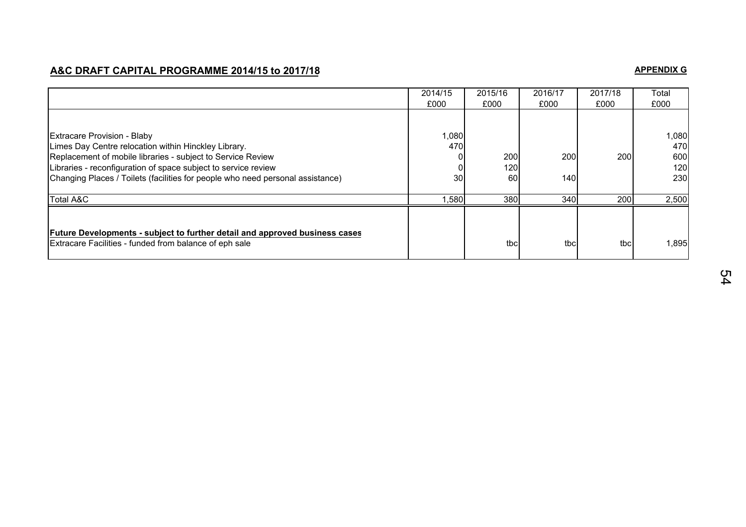## A&C DRAFT CAPITAL PROGRAMME 2014/15 to 2017/18

**APPENDIX G**

| | 2014/15<br>£000 | 2015/16<br>£000 | 2016/17<br>£000 | 2017/18<br>£000 | Total<br>£000 |
|---|---|---|---|---|---|
| Extracare Provision - Blaby | 1,080 | | | | 1,080 |
| Limes Day Centre relocation within Hinckley Library. | 470 | | | | 470 |
| Replacement of mobile libraries - subject to Service Review | 0 | 200 | 200 | 200 | 600 |
| Libraries - reconfiguration of space subject to service review | 0 | 120 | | | 120 |
| Changing Places / Toilets (facilities for people who need personal assistance) | 30 | 60 | 140 | | 230 |
| Total A&C | 1,580 | 380 | 340 | 200 | 2,500 |
| **Future Developments - subject to further detail and approved business cases** | | | | | |
| Extracare Facilities - funded from balance of eph sale | | tbc | tbc | tbc | 1,895 |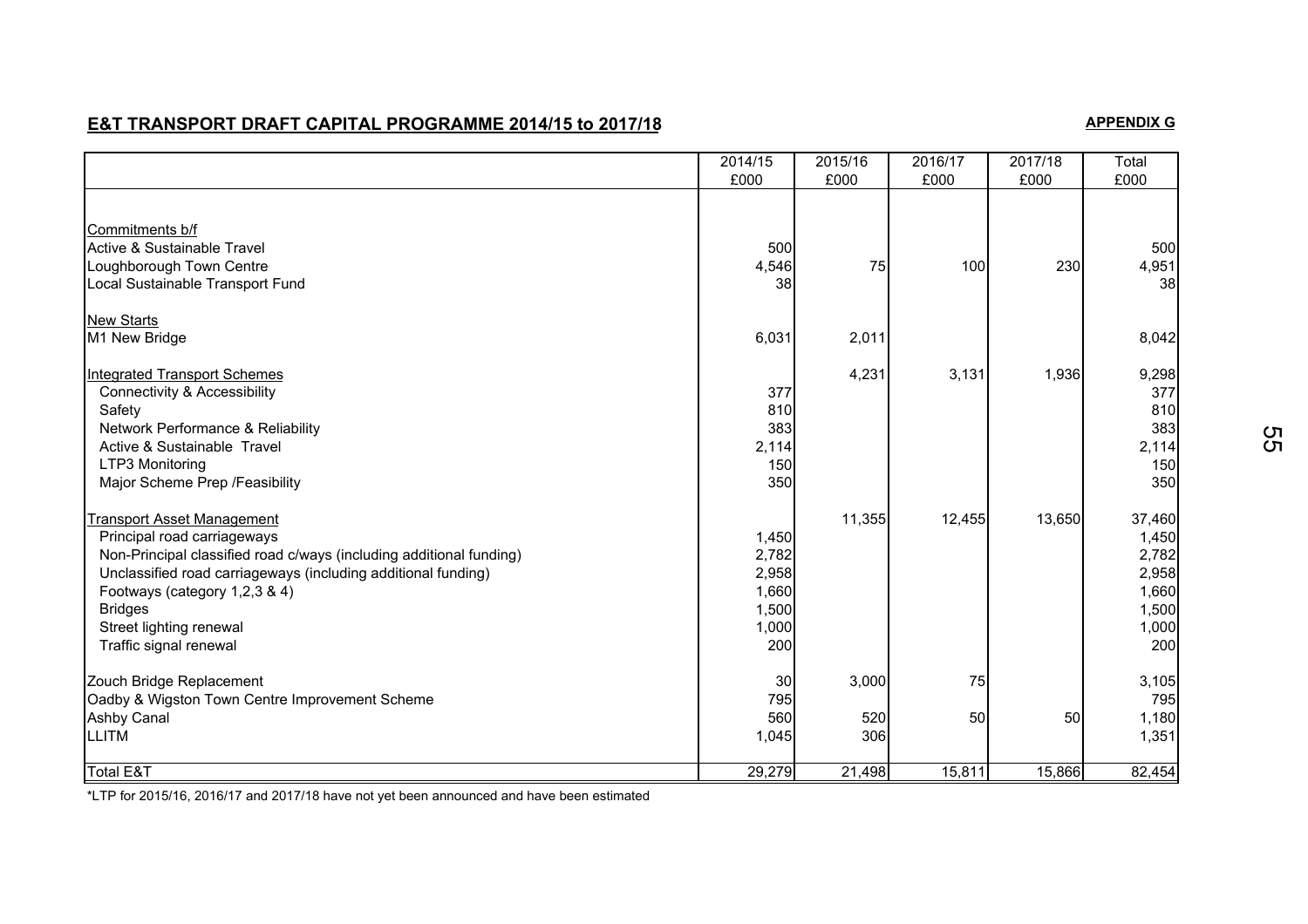## E&T TRANSPORT DRAFT CAPITAL PROGRAMME 2014/15 to 2017/18

**APPENDIX G**

| | 2014/15 £000 | 2015/16 £000 | 2016/17 £000 | 2017/18 £000 | Total £000 |
|---|---|---|---|---|---|
| Commitments b/f | | | | | |
| Active & Sustainable Travel | 500 | | | | 500 |
| Loughborough Town Centre | 4,546 | 75 | 100 | 230 | 4,951 |
| Local Sustainable Transport Fund | 38 | | | | 38 |
| New Starts | | | | | |
| M1 New Bridge | 6,031 | 2,011 | | | 8,042 |
| Integrated Transport Schemes | | 4,231 | 3,131 | 1,936 | 9,298 |
| Connectivity & Accessibility | 377 | | | | 377 |
| Safety | 810 | | | | 810 |
| Network Performance & Reliability | 383 | | | | 383 |
| Active & Sustainable Travel | 2,114 | | | | 2,114 |
| LTP3 Monitoring | 150 | | | | 150 |
| Major Scheme Prep /Feasibility | 350 | | | | 350 |
| Transport Asset Management | | 11,355 | 12,455 | 13,650 | 37,460 |
| Principal road carriageways | 1,450 | | | | 1,450 |
| Non-Principal classified road c/ways (including additional funding) | 2,782 | | | | 2,782 |
| Unclassified road carriageways (including additional funding) | 2,958 | | | | 2,958 |
| Footways (category 1,2,3 & 4) | 1,660 | | | | 1,660 |
| Bridges | 1,500 | | | | 1,500 |
| Street lighting renewal | 1,000 | | | | 1,000 |
| Traffic signal renewal | 200 | | | | 200 |
| Zouch Bridge Replacement | 30 | 3,000 | 75 | | 3,105 |
| Oadby & Wigston Town Centre Improvement Scheme | 795 | | | | 795 |
| Ashby Canal | 560 | 520 | 50 | 50 | 1,180 |
| LLITM | 1,045 | 306 | | | 1,351 |
| Total E&T | 29,279 | 21,498 | 15,811 | 15,866 | 82,454 |

*LTP for 2015/16, 2016/17 and 2017/18 have not yet been announced and have been estimated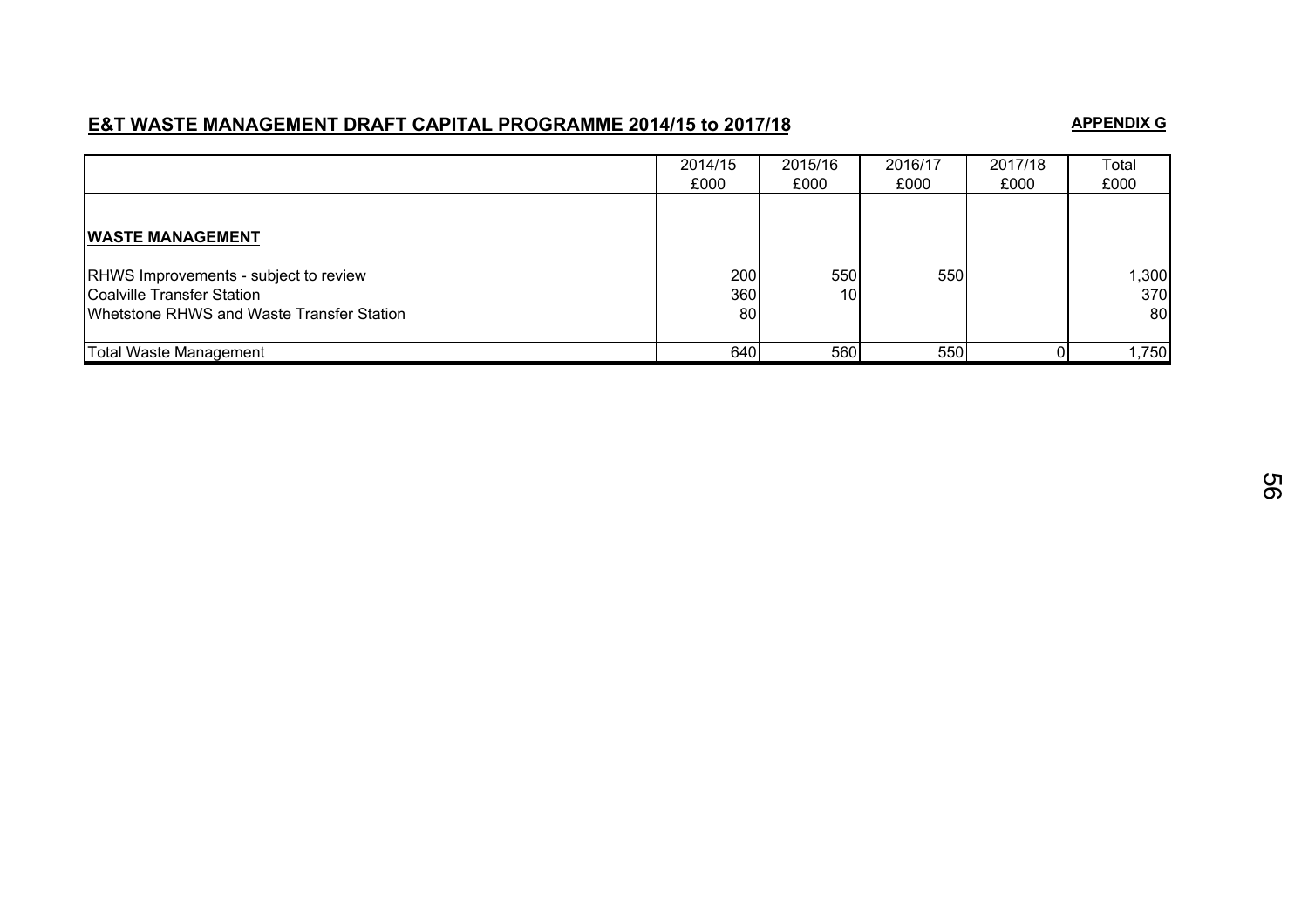## E&T WASTE MANAGEMENT DRAFT CAPITAL PROGRAMME 2014/15 to 2017/18

**APPENDIX G**

| | 2014/15<br>£000 | 2015/16<br>£000 | 2016/17<br>£000 | 2017/18<br>£000 | Total<br>£000 |
|---|---|---|---|---|---|
| **WASTE MANAGEMENT** | | | | | |
| RHWS Improvements - subject to review | 200 | 550 | 550 | | 1,300 |
| Coalville Transfer Station | 360 | 10 | | | 370 |
| Whetstone RHWS and Waste Transfer Station | 80 | | | | 80 |
| Total Waste Management | 640 | 560 | 550 | 0 | 1,750 |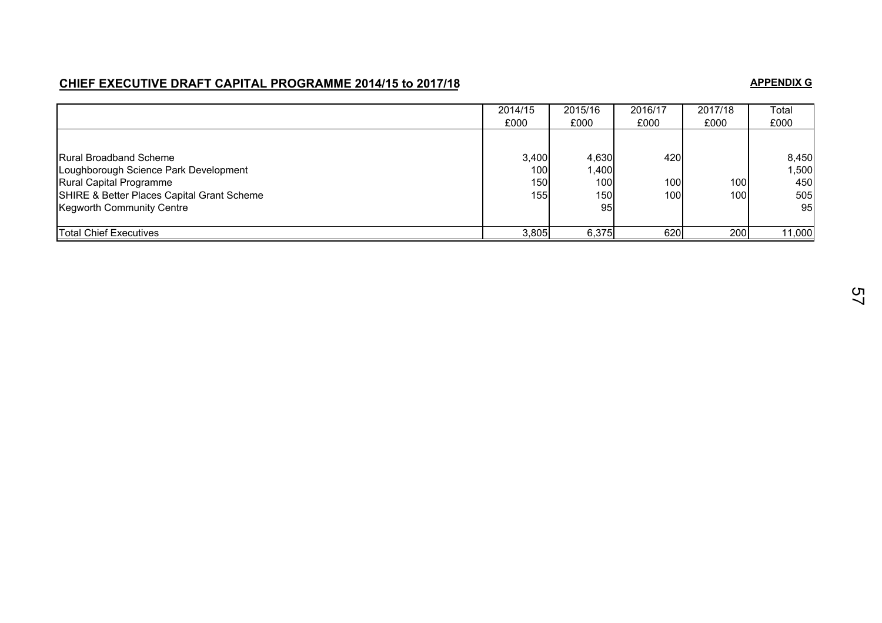## CHIEF EXECUTIVE DRAFT CAPITAL PROGRAMME 2014/15 to 2017/18

**APPENDIX G**

| | 2014/15<br>£000 | 2015/16<br>£000 | 2016/17<br>£000 | 2017/18<br>£000 | Total<br>£000 |
|---|---|---|---|---|---|
| Rural Broadband Scheme | 3,400 | 4,630 | 420 | | 8,450 |
| Loughborough Science Park Development | 100 | 1,400 | | | 1,500 |
| Rural Capital Programme | 150 | 100 | 100 | 100 | 450 |
| SHIRE & Better Places Capital Grant Scheme | 155 | 150 | 100 | 100 | 505 |
| Kegworth Community Centre | | 95 | | | 95 |
| Total Chief Executives | 3,805 | 6,375 | 620 | 200 | 11,000 |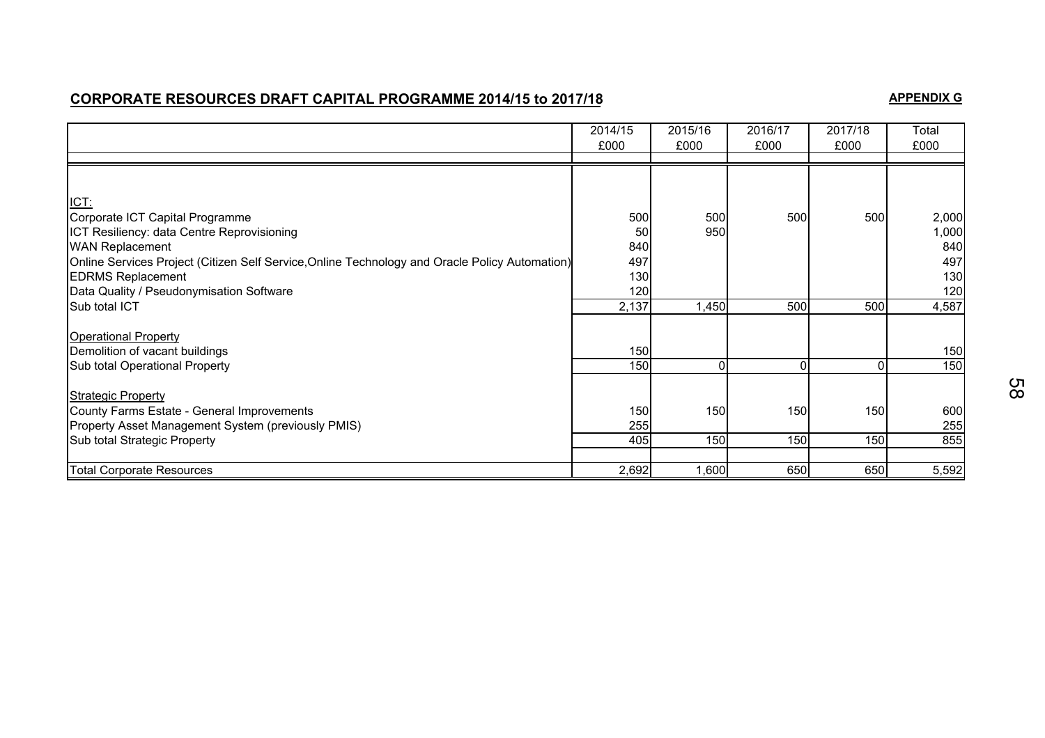## CORPORATE RESOURCES DRAFT CAPITAL PROGRAMME 2014/15 to 2017/18

**APPENDIX G**

| | 2014/15 £000 | 2015/16 £000 | 2016/17 £000 | 2017/18 £000 | Total £000 |
|---|---|---|---|---|---|
| ICT: | | | | | |
| Corporate ICT Capital Programme | 500 | 500 | 500 | 500 | 2,000 |
| ICT Resiliency: data Centre Reprovisioning | 50 | 950 | | | 1,000 |
| WAN Replacement | 840 | | | | 840 |
| Online Services Project (Citizen Self Service,Online Technology and Oracle Policy Automation) | 497 | | | | 497 |
| EDRMS Replacement | 130 | | | | 130 |
| Data Quality / Pseudonymisation Software | 120 | | | | 120 |
| Sub total ICT | 2,137 | 1,450 | 500 | 500 | 4,587 |
| Operational Property | | | | | |
| Demolition of vacant buildings | 150 | | | | 150 |
| Sub total Operational Property | 150 | 0 | 0 | 0 | 150 |
| Strategic Property | | | | | |
| County Farms Estate - General Improvements | 150 | 150 | 150 | 150 | 600 |
| Property Asset Management System (previously PMIS) | 255 | | | | 255 |
| Sub total Strategic Property | 405 | 150 | 150 | 150 | 855 |
| Total Corporate Resources | 2,692 | 1,600 | 650 | 650 | 5,592 |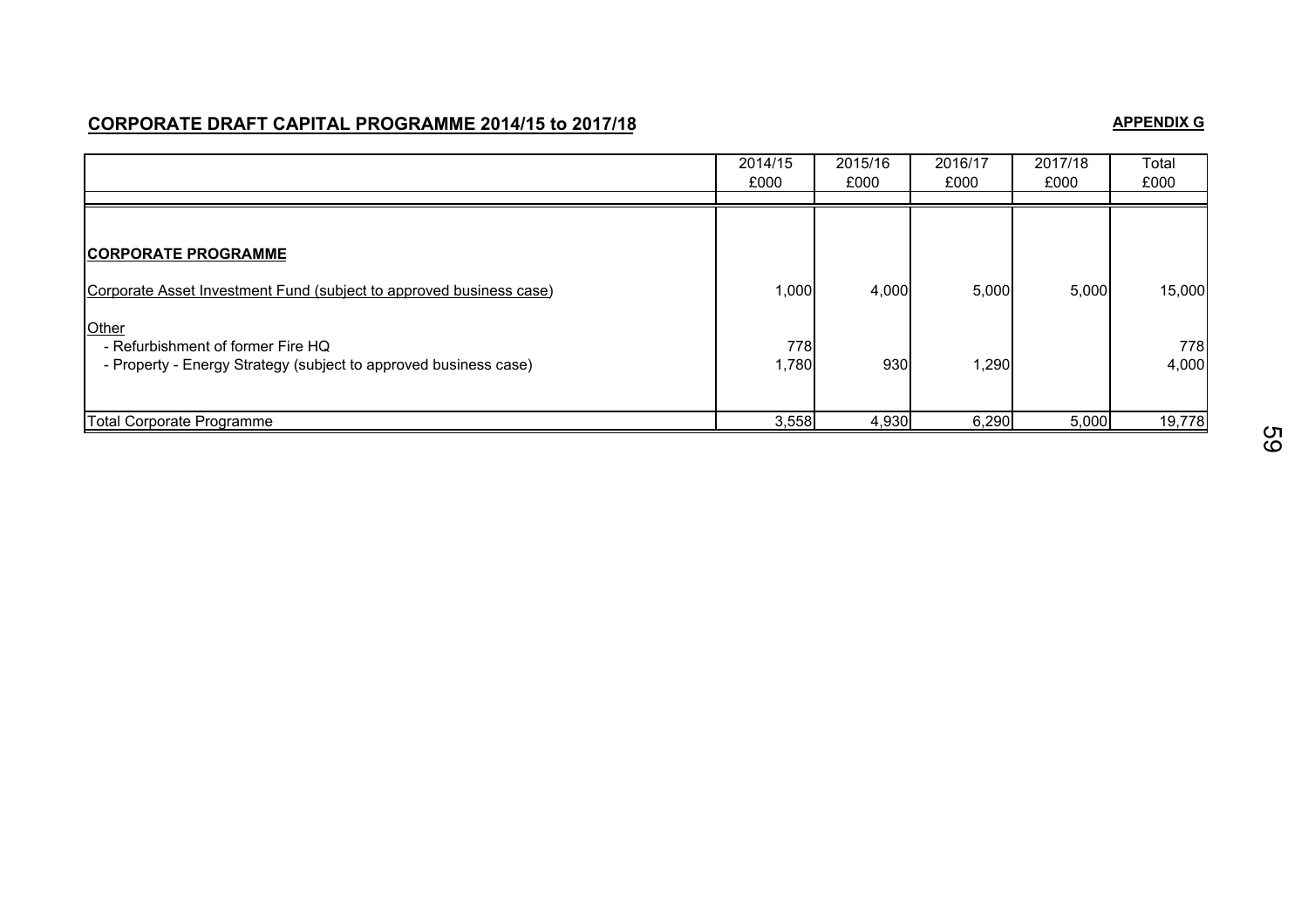## CORPORATE DRAFT CAPITAL PROGRAMME 2014/15 to 2017/18

**APPENDIX G**

| | 2014/15 £000 | 2015/16 £000 | 2016/17 £000 | 2017/18 £000 | Total £000 |
|---|---|---|---|---|---|
| **CORPORATE PROGRAMME** | | | | | |
| Corporate Asset Investment Fund (subject to approved business case) | 1,000 | 4,000 | 5,000 | 5,000 | 15,000 |
| Other | | | | | |
| - Refurbishment of former Fire HQ | 778 | | | | 778 |
| - Property - Energy Strategy (subject to approved business case) | 1,780 | 930 | 1,290 | | 4,000 |
| Total Corporate Programme | 3,558 | 4,930 | 6,290 | 5,000 | 19,778 |